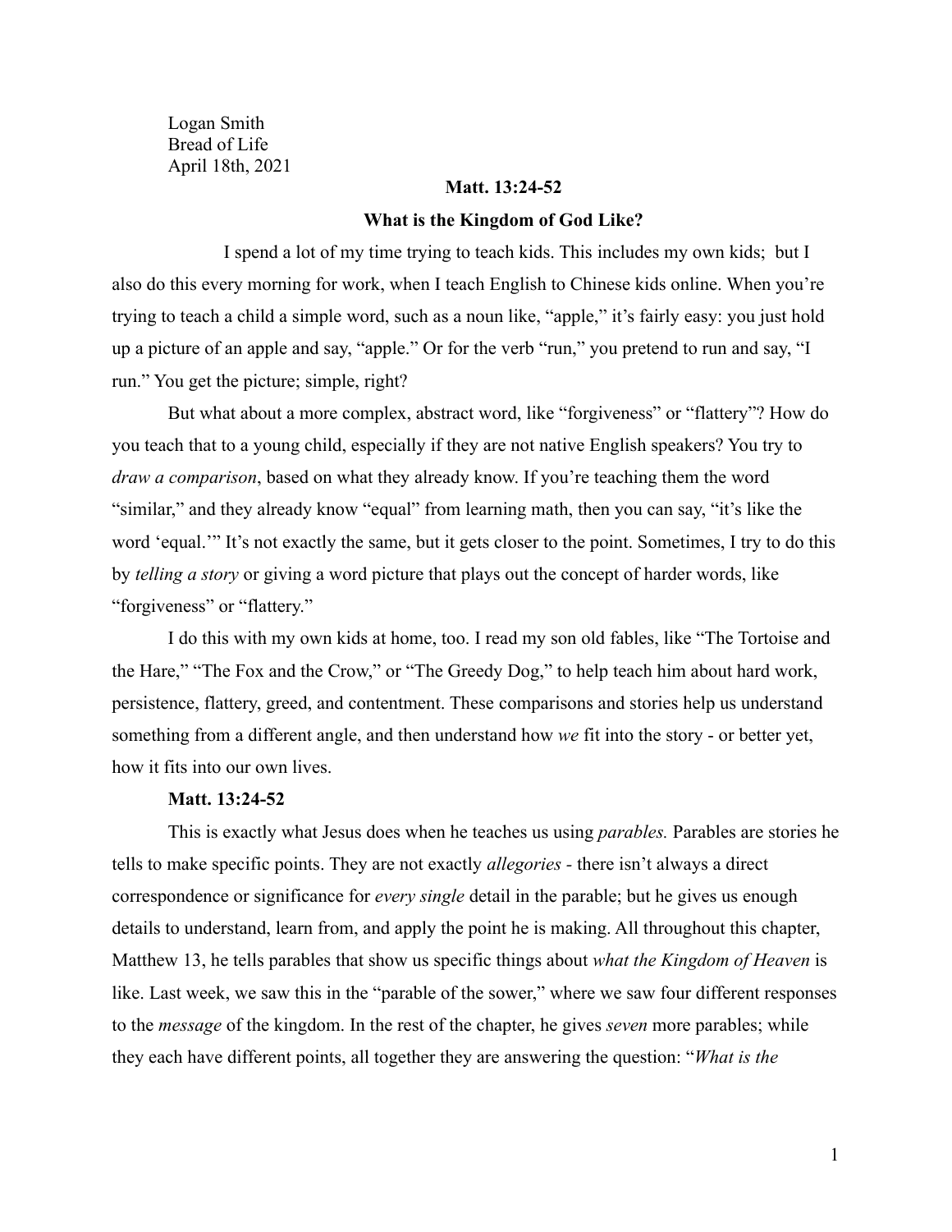Logan Smith
Bread of Life
April 18th, 2021

**Matt. 13:24-52**

**What is the Kingdom of God Like?**

I spend a lot of my time trying to teach kids. This includes my own kids; but I also do this every morning for work, when I teach English to Chinese kids online. When you're trying to teach a child a simple word, such as a noun like, "apple," it's fairly easy: you just hold up a picture of an apple and say, "apple." Or for the verb "run," you pretend to run and say, "I run." You get the picture; simple, right?

But what about a more complex, abstract word, like "forgiveness" or "flattery"? How do you teach that to a young child, especially if they are not native English speakers? You try to *draw a comparison*, based on what they already know. If you're teaching them the word "similar," and they already know "equal" from learning math, then you can say, "it's like the word 'equal.'" It's not exactly the same, but it gets closer to the point. Sometimes, I try to do this by *telling a story* or giving a word picture that plays out the concept of harder words, like "forgiveness" or "flattery."

I do this with my own kids at home, too. I read my son old fables, like "The Tortoise and the Hare," "The Fox and the Crow," or "The Greedy Dog," to help teach him about hard work, persistence, flattery, greed, and contentment. These comparisons and stories help us understand something from a different angle, and then understand how *we* fit into the story - or better yet, how it fits into our own lives.

**Matt. 13:24-52**

This is exactly what Jesus does when he teaches us using *parables.* Parables are stories he tells to make specific points. They are not exactly *allegories -* there isn't always a direct correspondence or significance for *every single* detail in the parable; but he gives us enough details to understand, learn from, and apply the point he is making. All throughout this chapter, Matthew 13, he tells parables that show us specific things about *what the Kingdom of Heaven* is like. Last week, we saw this in the "parable of the sower," where we saw four different responses to the *message* of the kingdom. In the rest of the chapter, he gives *seven* more parables; while they each have different points, all together they are answering the question: "*What is the*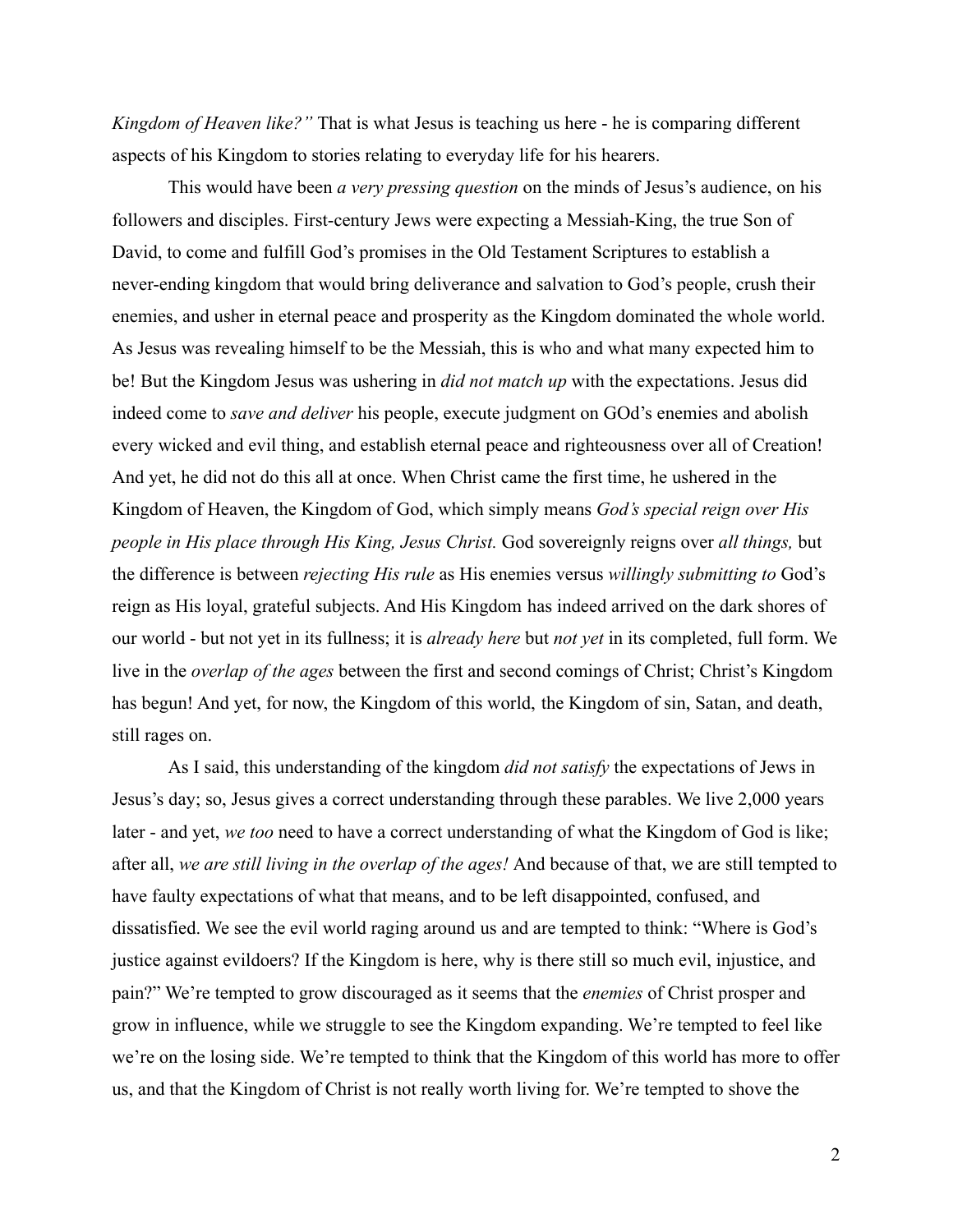*Kingdom of Heaven like?"* That is what Jesus is teaching us here - he is comparing different aspects of his Kingdom to stories relating to everyday life for his hearers.

This would have been *a very pressing question* on the minds of Jesus's audience, on his followers and disciples. First-century Jews were expecting a Messiah-King, the true Son of David, to come and fulfill God's promises in the Old Testament Scriptures to establish a never-ending kingdom that would bring deliverance and salvation to God's people, crush their enemies, and usher in eternal peace and prosperity as the Kingdom dominated the whole world. As Jesus was revealing himself to be the Messiah, this is who and what many expected him to be! But the Kingdom Jesus was ushering in *did not match up* with the expectations. Jesus did indeed come to *save and deliver* his people, execute judgment on GOd's enemies and abolish every wicked and evil thing, and establish eternal peace and righteousness over all of Creation! And yet, he did not do this all at once. When Christ came the first time, he ushered in the Kingdom of Heaven, the Kingdom of God, which simply means *God's special reign over His people in His place through His King, Jesus Christ.* God sovereignly reigns over *all things,* but the difference is between *rejecting His rule* as His enemies versus *willingly submitting to* God's reign as His loyal, grateful subjects. And His Kingdom has indeed arrived on the dark shores of our world - but not yet in its fullness; it is *already here* but *not yet* in its completed, full form. We live in the *overlap of the ages* between the first and second comings of Christ; Christ's Kingdom has begun! And yet, for now, the Kingdom of this world, the Kingdom of sin, Satan, and death, still rages on.

As I said, this understanding of the kingdom *did not satisfy* the expectations of Jews in Jesus's day; so, Jesus gives a correct understanding through these parables. We live 2,000 years later - and yet, *we too* need to have a correct understanding of what the Kingdom of God is like; after all, *we are still living in the overlap of the ages!* And because of that, we are still tempted to have faulty expectations of what that means, and to be left disappointed, confused, and dissatisfied. We see the evil world raging around us and are tempted to think: "Where is God's justice against evildoers? If the Kingdom is here, why is there still so much evil, injustice, and pain?" We're tempted to grow discouraged as it seems that the *enemies* of Christ prosper and grow in influence, while we struggle to see the Kingdom expanding. We're tempted to feel like we're on the losing side. We're tempted to think that the Kingdom of this world has more to offer us, and that the Kingdom of Christ is not really worth living for. We're tempted to shove the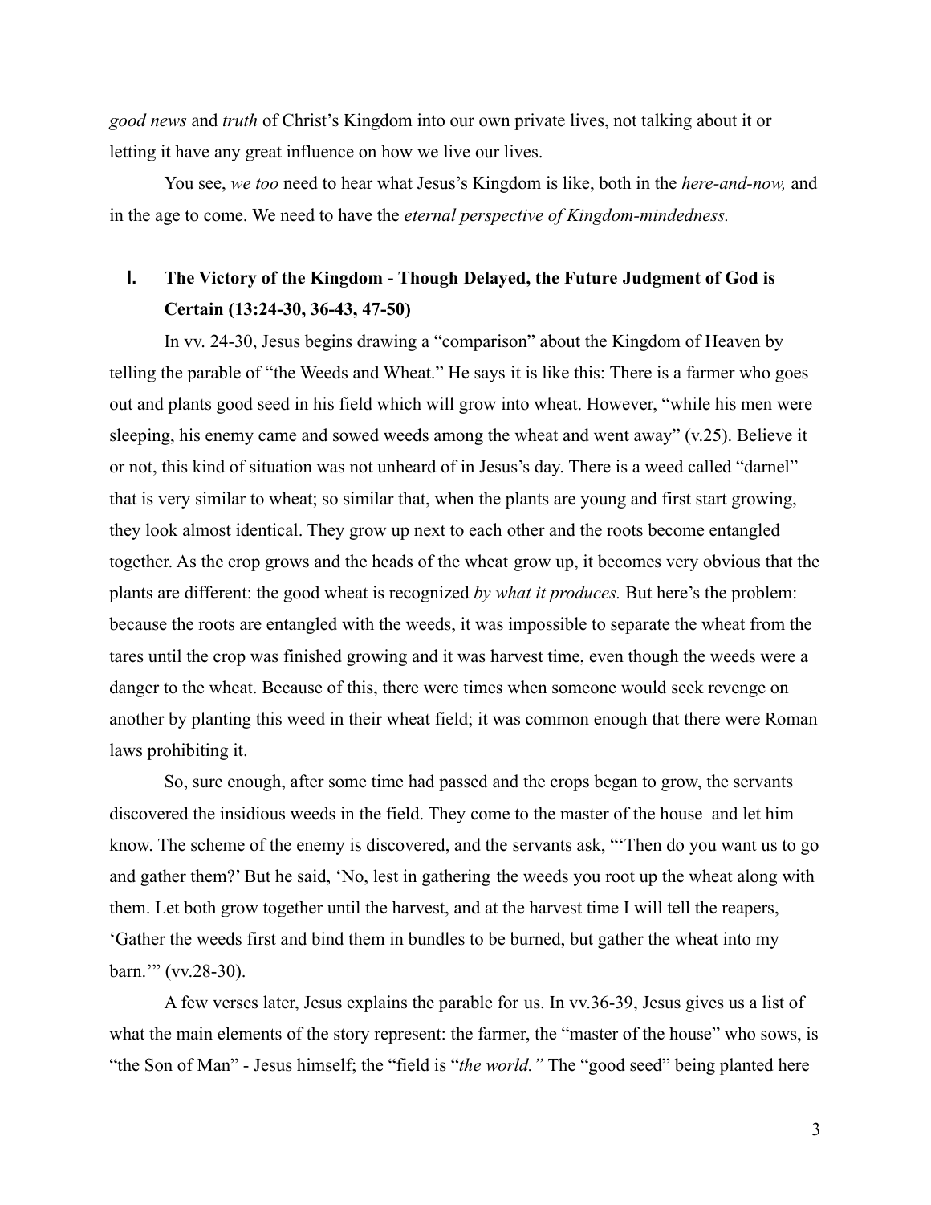*good news* and *truth* of Christ's Kingdom into our own private lives, not talking about it or letting it have any great influence on how we live our lives.

You see, *we too* need to hear what Jesus's Kingdom is like, both in the *here-and-now,* and in the age to come. We need to have the *eternal perspective of Kingdom-mindedness.*

## I. The Victory of the Kingdom - Though Delayed, the Future Judgment of God is Certain (13:24-30, 36-43, 47-50)

In vv. 24-30, Jesus begins drawing a "comparison" about the Kingdom of Heaven by telling the parable of "the Weeds and Wheat." He says it is like this: There is a farmer who goes out and plants good seed in his field which will grow into wheat. However, "while his men were sleeping, his enemy came and sowed weeds among the wheat and went away" (v.25). Believe it or not, this kind of situation was not unheard of in Jesus's day. There is a weed called "darnel" that is very similar to wheat; so similar that, when the plants are young and first start growing, they look almost identical. They grow up next to each other and the roots become entangled together. As the crop grows and the heads of the wheat grow up, it becomes very obvious that the plants are different: the good wheat is recognized *by what it produces.* But here's the problem: because the roots are entangled with the weeds, it was impossible to separate the wheat from the tares until the crop was finished growing and it was harvest time, even though the weeds were a danger to the wheat. Because of this, there were times when someone would seek revenge on another by planting this weed in their wheat field; it was common enough that there were Roman laws prohibiting it.

So, sure enough, after some time had passed and the crops began to grow, the servants discovered the insidious weeds in the field. They come to the master of the house and let him know. The scheme of the enemy is discovered, and the servants ask, "'Then do you want us to go and gather them?' But he said, 'No, lest in gathering the weeds you root up the wheat along with them. Let both grow together until the harvest, and at the harvest time I will tell the reapers, 'Gather the weeds first and bind them in bundles to be burned, but gather the wheat into my barn.'" (vv.28-30).

A few verses later, Jesus explains the parable for us. In vv.36-39, Jesus gives us a list of what the main elements of the story represent: the farmer, the "master of the house" who sows, is "the Son of Man" - Jesus himself; the "field is "*the world.*" The "good seed" being planted here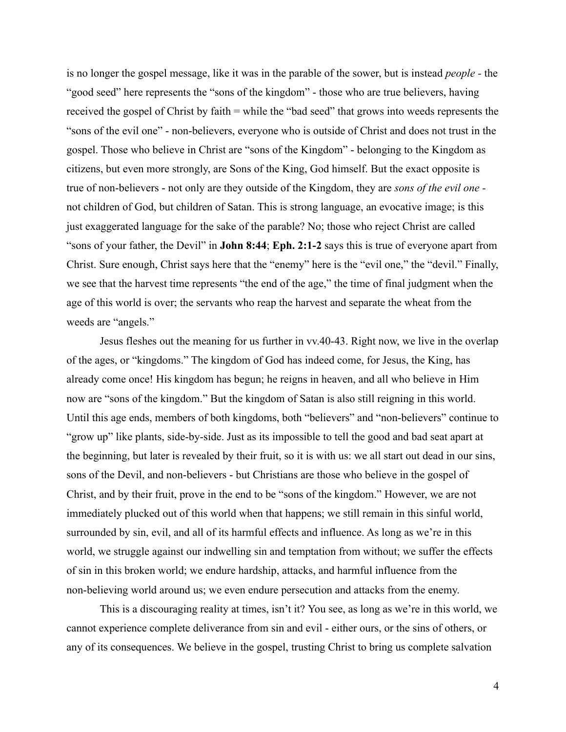is no longer the gospel message, like it was in the parable of the sower, but is instead *people* - the "good seed" here represents the "sons of the kingdom" - those who are true believers, having received the gospel of Christ by faith = while the "bad seed" that grows into weeds represents the "sons of the evil one" - non-believers, everyone who is outside of Christ and does not trust in the gospel. Those who believe in Christ are "sons of the Kingdom" - belonging to the Kingdom as citizens, but even more strongly, are Sons of the King, God himself. But the exact opposite is true of non-believers - not only are they outside of the Kingdom, they are *sons of the evil one* - not children of God, but children of Satan. This is strong language, an evocative image; is this just exaggerated language for the sake of the parable? No; those who reject Christ are called "sons of your father, the Devil" in **John 8:44**; **Eph. 2:1-2** says this is true of everyone apart from Christ. Sure enough, Christ says here that the "enemy" here is the "evil one," the "devil." Finally, we see that the harvest time represents "the end of the age," the time of final judgment when the age of this world is over; the servants who reap the harvest and separate the wheat from the weeds are "angels."

Jesus fleshes out the meaning for us further in vv.40-43. Right now, we live in the overlap of the ages, or "kingdoms." The kingdom of God has indeed come, for Jesus, the King, has already come once! His kingdom has begun; he reigns in heaven, and all who believe in Him now are "sons of the kingdom." But the kingdom of Satan is also still reigning in this world. Until this age ends, members of both kingdoms, both "believers" and "non-believers" continue to "grow up" like plants, side-by-side. Just as its impossible to tell the good and bad seat apart at the beginning, but later is revealed by their fruit, so it is with us: we all start out dead in our sins, sons of the Devil, and non-believers - but Christians are those who believe in the gospel of Christ, and by their fruit, prove in the end to be "sons of the kingdom." However, we are not immediately plucked out of this world when that happens; we still remain in this sinful world, surrounded by sin, evil, and all of its harmful effects and influence. As long as we're in this world, we struggle against our indwelling sin and temptation from without; we suffer the effects of sin in this broken world; we endure hardship, attacks, and harmful influence from the non-believing world around us; we even endure persecution and attacks from the enemy.

This is a discouraging reality at times, isn't it? You see, as long as we're in this world, we cannot experience complete deliverance from sin and evil - either ours, or the sins of others, or any of its consequences. We believe in the gospel, trusting Christ to bring us complete salvation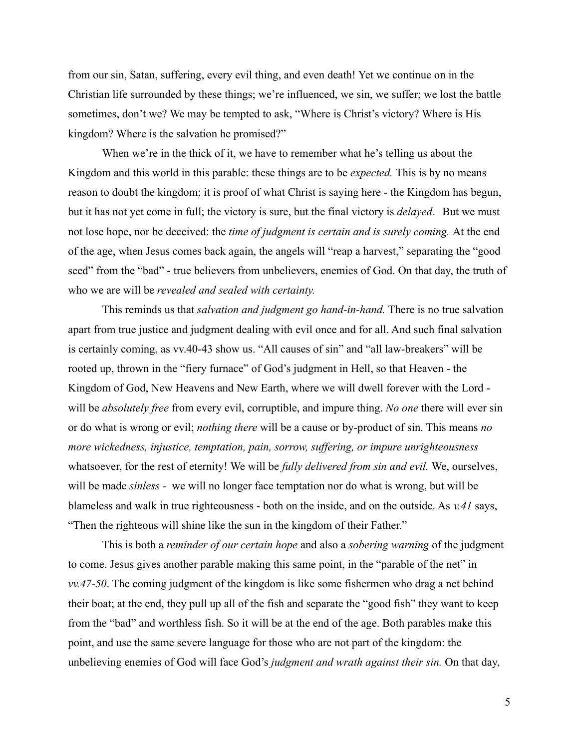from our sin, Satan, suffering, every evil thing, and even death! Yet we continue on in the Christian life surrounded by these things; we're influenced, we sin, we suffer; we lost the battle sometimes, don't we? We may be tempted to ask, "Where is Christ's victory? Where is His kingdom? Where is the salvation he promised?"

When we're in the thick of it, we have to remember what he's telling us about the Kingdom and this world in this parable: these things are to be *expected.* This is by no means reason to doubt the kingdom; it is proof of what Christ is saying here - the Kingdom has begun, but it has not yet come in full; the victory is sure, but the final victory is *delayed.* But we must not lose hope, nor be deceived: the *time of judgment is certain and is surely coming.* At the end of the age, when Jesus comes back again, the angels will "reap a harvest," separating the "good seed" from the "bad" - true believers from unbelievers, enemies of God. On that day, the truth of who we are will be *revealed and sealed with certainty.*

This reminds us that *salvation and judgment go hand-in-hand.* There is no true salvation apart from true justice and judgment dealing with evil once and for all. And such final salvation is certainly coming, as vv.40-43 show us. "All causes of sin" and "all law-breakers" will be rooted up, thrown in the "fiery furnace" of God's judgment in Hell, so that Heaven - the Kingdom of God, New Heavens and New Earth, where we will dwell forever with the Lord - will be *absolutely free* from every evil, corruptible, and impure thing. *No one* there will ever sin or do what is wrong or evil; *nothing there* will be a cause or by-product of sin. This means *no more wickedness, injustice, temptation, pain, sorrow, suffering, or impure unrighteousness* whatsoever, for the rest of eternity! We will be *fully delivered from sin and evil.* We, ourselves, will be made *sinless* - we will no longer face temptation nor do what is wrong, but will be blameless and walk in true righteousness - both on the inside, and on the outside. As *v.41* says, "Then the righteous will shine like the sun in the kingdom of their Father."

This is both a *reminder of our certain hope* and also a *sobering warning* of the judgment to come. Jesus gives another parable making this same point, in the "parable of the net" in *vv.47-50*. The coming judgment of the kingdom is like some fishermen who drag a net behind their boat; at the end, they pull up all of the fish and separate the "good fish" they want to keep from the "bad" and worthless fish. So it will be at the end of the age. Both parables make this point, and use the same severe language for those who are not part of the kingdom: the unbelieving enemies of God will face God's *judgment and wrath against their sin.* On that day,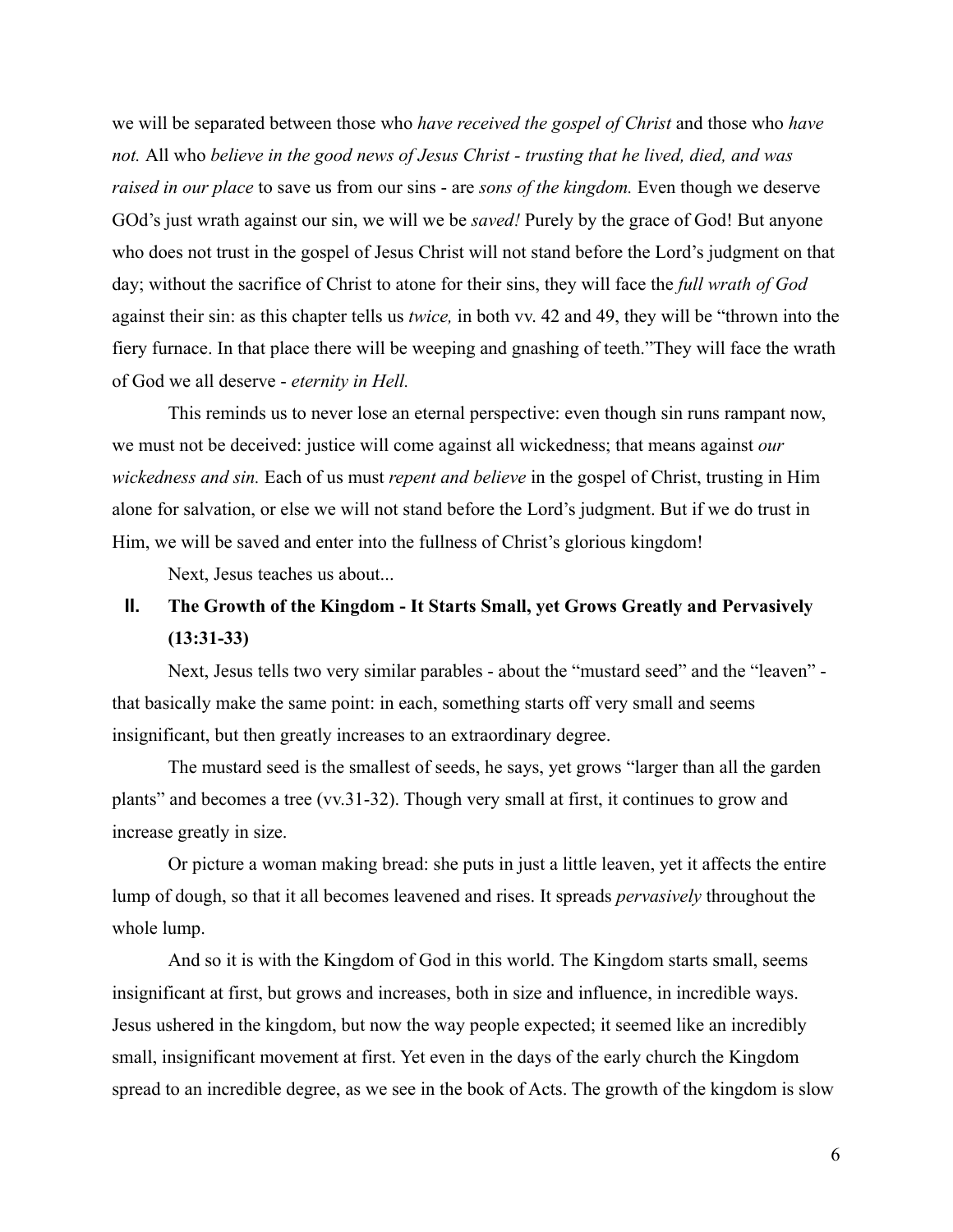we will be separated between those who *have received the gospel of Christ* and those who *have not.* All who *believe in the good news of Jesus Christ - trusting that he lived, died, and was raised in our place* to save us from our sins - are *sons of the kingdom.* Even though we deserve GOd's just wrath against our sin, we will we be *saved!* Purely by the grace of God! But anyone who does not trust in the gospel of Jesus Christ will not stand before the Lord's judgment on that day; without the sacrifice of Christ to atone for their sins, they will face the *full wrath of God* against their sin: as this chapter tells us *twice,* in both vv. 42 and 49, they will be "thrown into the fiery furnace. In that place there will be weeping and gnashing of teeth."They will face the wrath of God we all deserve - *eternity in Hell.*

This reminds us to never lose an eternal perspective: even though sin runs rampant now, we must not be deceived: justice will come against all wickedness; that means against *our wickedness and sin.* Each of us must *repent and believe* in the gospel of Christ, trusting in Him alone for salvation, or else we will not stand before the Lord's judgment. But if we do trust in Him, we will be saved and enter into the fullness of Christ's glorious kingdom!

Next, Jesus teaches us about...

## II. The Growth of the Kingdom - It Starts Small, yet Grows Greatly and Pervasively (13:31-33)

Next, Jesus tells two very similar parables - about the "mustard seed" and the "leaven" - that basically make the same point: in each, something starts off very small and seems insignificant, but then greatly increases to an extraordinary degree.

The mustard seed is the smallest of seeds, he says, yet grows "larger than all the garden plants" and becomes a tree (vv.31-32). Though very small at first, it continues to grow and increase greatly in size.

Or picture a woman making bread: she puts in just a little leaven, yet it affects the entire lump of dough, so that it all becomes leavened and rises. It spreads *pervasively* throughout the whole lump.

And so it is with the Kingdom of God in this world. The Kingdom starts small, seems insignificant at first, but grows and increases, both in size and influence, in incredible ways. Jesus ushered in the kingdom, but now the way people expected; it seemed like an incredibly small, insignificant movement at first. Yet even in the days of the early church the Kingdom spread to an incredible degree, as we see in the book of Acts. The growth of the kingdom is slow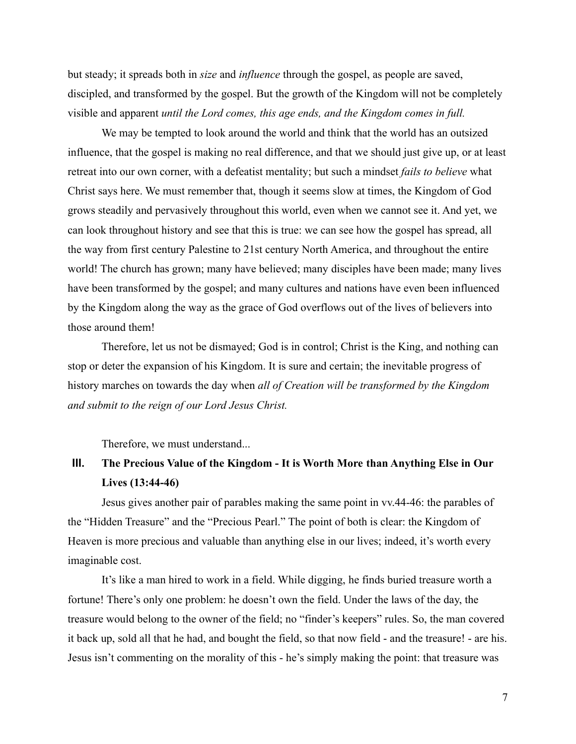but steady; it spreads both in *size* and *influence* through the gospel, as people are saved, discipled, and transformed by the gospel. But the growth of the Kingdom will not be completely visible and apparent *until the Lord comes, this age ends, and the Kingdom comes in full.*

We may be tempted to look around the world and think that the world has an outsized influence, that the gospel is making no real difference, and that we should just give up, or at least retreat into our own corner, with a defeatist mentality; but such a mindset *fails to believe* what Christ says here. We must remember that, though it seems slow at times, the Kingdom of God grows steadily and pervasively throughout this world, even when we cannot see it. And yet, we can look throughout history and see that this is true: we can see how the gospel has spread, all the way from first century Palestine to 21st century North America, and throughout the entire world! The church has grown; many have believed; many disciples have been made; many lives have been transformed by the gospel; and many cultures and nations have even been influenced by the Kingdom along the way as the grace of God overflows out of the lives of believers into those around them!

Therefore, let us not be dismayed; God is in control; Christ is the King, and nothing can stop or deter the expansion of his Kingdom. It is sure and certain; the inevitable progress of history marches on towards the day when *all of Creation will be transformed by the Kingdom and submit to the reign of our Lord Jesus Christ.*

Therefore, we must understand...

## III. The Precious Value of the Kingdom - It is Worth More than Anything Else in Our Lives (13:44-46)

Jesus gives another pair of parables making the same point in vv.44-46: the parables of the "Hidden Treasure" and the "Precious Pearl." The point of both is clear: the Kingdom of Heaven is more precious and valuable than anything else in our lives; indeed, it's worth every imaginable cost.

It's like a man hired to work in a field. While digging, he finds buried treasure worth a fortune! There's only one problem: he doesn't own the field. Under the laws of the day, the treasure would belong to the owner of the field; no "finder's keepers" rules. So, the man covered it back up, sold all that he had, and bought the field, so that now field - and the treasure! - are his. Jesus isn't commenting on the morality of this - he's simply making the point: that treasure was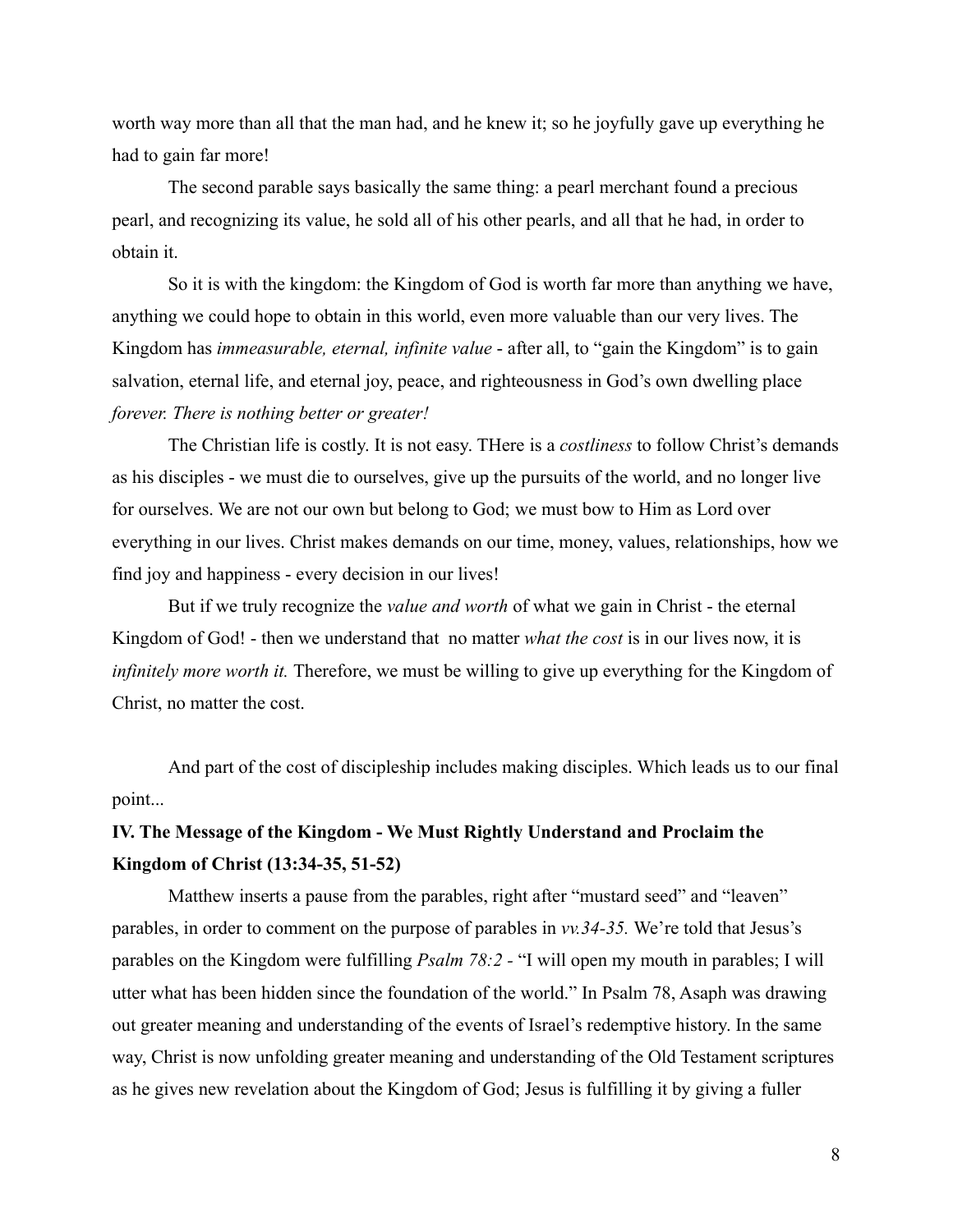worth way more than all that the man had, and he knew it; so he joyfully gave up everything he had to gain far more!

The second parable says basically the same thing: a pearl merchant found a precious pearl, and recognizing its value, he sold all of his other pearls, and all that he had, in order to obtain it.

So it is with the kingdom: the Kingdom of God is worth far more than anything we have, anything we could hope to obtain in this world, even more valuable than our very lives. The Kingdom has *immeasurable, eternal, infinite value* - after all, to "gain the Kingdom" is to gain salvation, eternal life, and eternal joy, peace, and righteousness in God's own dwelling place *forever. There is nothing better or greater!*

The Christian life is costly. It is not easy. THere is a *costliness* to follow Christ's demands as his disciples - we must die to ourselves, give up the pursuits of the world, and no longer live for ourselves. We are not our own but belong to God; we must bow to Him as Lord over everything in our lives. Christ makes demands on our time, money, values, relationships, how we find joy and happiness - every decision in our lives!

But if we truly recognize the *value and worth* of what we gain in Christ - the eternal Kingdom of God! - then we understand that no matter *what the cost* is in our lives now, it is *infinitely more worth it.* Therefore, we must be willing to give up everything for the Kingdom of Christ, no matter the cost.

And part of the cost of discipleship includes making disciples. Which leads us to our final point...

**IV. The Message of the Kingdom - We Must Rightly Understand and Proclaim the Kingdom of Christ (13:34-35, 51-52)**

Matthew inserts a pause from the parables, right after "mustard seed" and "leaven" parables, in order to comment on the purpose of parables in *vv.34-35.* We're told that Jesus's parables on the Kingdom were fulfilling *Psalm 78:2* - "I will open my mouth in parables; I will utter what has been hidden since the foundation of the world." In Psalm 78, Asaph was drawing out greater meaning and understanding of the events of Israel's redemptive history. In the same way, Christ is now unfolding greater meaning and understanding of the Old Testament scriptures as he gives new revelation about the Kingdom of God; Jesus is fulfilling it by giving a fuller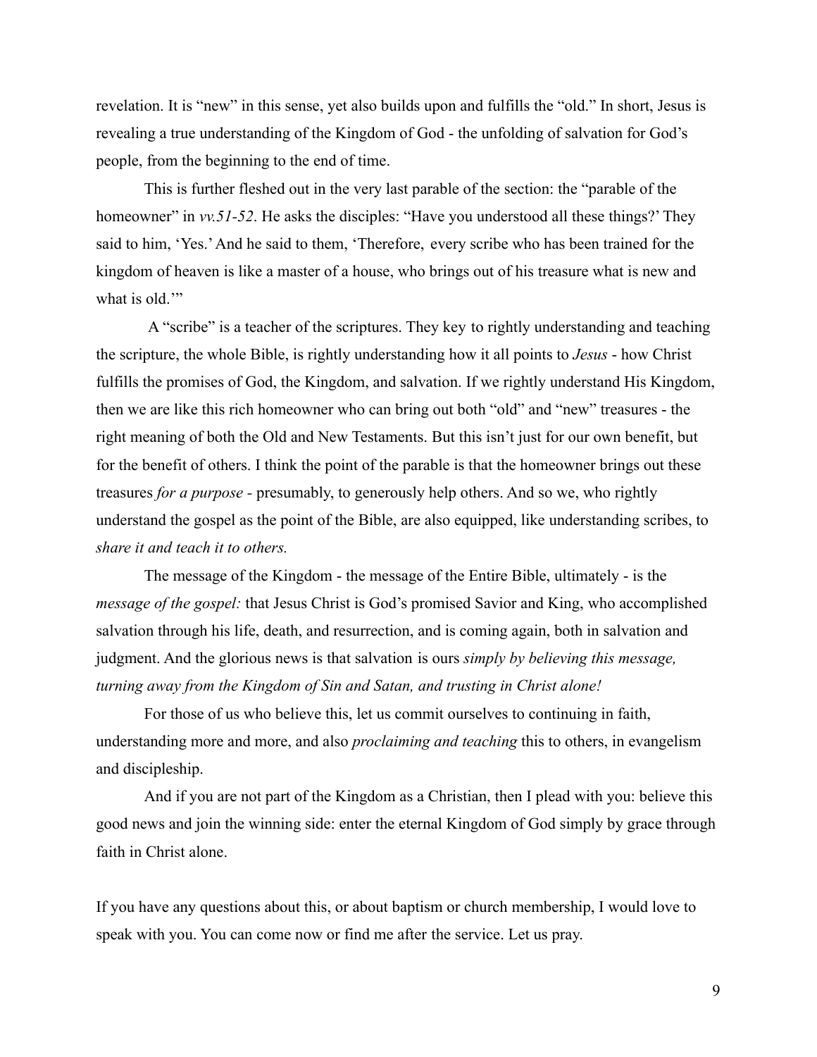revelation. It is "new" in this sense, yet also builds upon and fulfills the "old." In short, Jesus is revealing a true understanding of the Kingdom of God - the unfolding of salvation for God's people, from the beginning to the end of time.

This is further fleshed out in the very last parable of the section: the "parable of the homeowner" in *vv.51-52*. He asks the disciples: "Have you understood all these things?' They said to him, 'Yes.' And he said to them, 'Therefore, every scribe who has been trained for the kingdom of heaven is like a master of a house, who brings out of his treasure what is new and what is old.'"

A "scribe" is a teacher of the scriptures. They key to rightly understanding and teaching the scripture, the whole Bible, is rightly understanding how it all points to *Jesus* - how Christ fulfills the promises of God, the Kingdom, and salvation. If we rightly understand His Kingdom, then we are like this rich homeowner who can bring out both "old" and "new" treasures - the right meaning of both the Old and New Testaments. But this isn't just for our own benefit, but for the benefit of others. I think the point of the parable is that the homeowner brings out these treasures *for a purpose -* presumably, to generously help others. And so we, who rightly understand the gospel as the point of the Bible, are also equipped, like understanding scribes, to *share it and teach it to others.*

The message of the Kingdom - the message of the Entire Bible, ultimately - is the *message of the gospel:* that Jesus Christ is God's promised Savior and King, who accomplished salvation through his life, death, and resurrection, and is coming again, both in salvation and judgment. And the glorious news is that salvation is ours *simply by believing this message, turning away from the Kingdom of Sin and Satan, and trusting in Christ alone!*

For those of us who believe this, let us commit ourselves to continuing in faith, understanding more and more, and also *proclaiming and teaching* this to others, in evangelism and discipleship.

And if you are not part of the Kingdom as a Christian, then I plead with you: believe this good news and join the winning side: enter the eternal Kingdom of God simply by grace through faith in Christ alone.

If you have any questions about this, or about baptism or church membership, I would love to speak with you. You can come now or find me after the service. Let us pray.